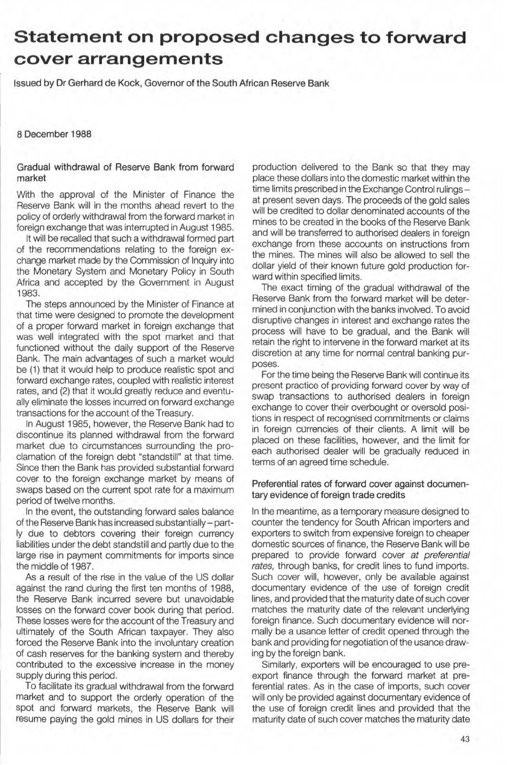# Statement on proposed changes to forward cover arrangements

Issued by Dr Gerhard de Kock, Governor of the South African Reserve Bank

8 December 1988

## Gradual withdrawal of Reserve Bank from forward market

With the approval of the Minister of Finance the Reserve Bank will in the months ahead revert to the policy of orderly withdrawal from the forward market in foreign exchange that was interrupted in August 1985.

It will be recalled that such a withdrawal formed part of the recommendations relating to the foreign exchange market made by the Commission of Inquiry into the Monetary System and Monetary Policy in South Africa and accepted by the Government in August 1983.

The steps announced by the Minister of Finance at that time were designed to promote the development of a proper forward market in foreign exchange that was well integrated with the spot market and that functioned without the daily support of the Reserve Bank. The main advantages of such a market would be (1) that it would help to produce realistic spot and forward exchange rates, coupled with realistic interest rates, and (2) that it would greatly reduce and eventually eliminate the losses incurred on forward exchange transactions for the account of the Treasury.

In August 1985, however, the Reserve Bank had to discontinue its planned withdrawal from the forward market due to circumstances surrounding the proclamation of the foreign debt "standstill" at that time. Since then the Bank has provided substantial forward cover to the foreign exchange market by means of swaps based on the current spot rate for a maximum period of twelve months.

In the event, the outstanding forward sales balance of the Reserve Bank has increased substantially – partly due to debtors covering their foreign currency liabilities under the debt standstill and partly due to the large rise in payment commitments for imports since the middle of 1987.

As a result of the rise in the value of the US dollar against the rand during the first ten months of 1988, the Reserve Bank incurred severe but unavoidable losses on the forward cover book during that period. These losses were for the account of the Treasury and ultimately of the South African taxpayer. They also forced the Reserve Bank into the involuntary creation of cash reserves for the banking system and thereby contributed to the excessive increase in the money supply during this period.

To facilitate its gradual withdrawal from the forward market and to support the orderly operation of the spot and forward markets, the Reserve Bank will resume paying the gold mines in US dollars for their production delivered to the Bank so that they may place these dollars into the domestic market within the time limits prescribed in the Exchange Control rulings – at present seven days. The proceeds of the gold sales will be credited to dollar denominated accounts of the mines to be created in the books of the Reserve Bank and will be transferred to authorised dealers in foreign exchange from these accounts on instructions from the mines. The mines will also be allowed to sell the dollar yield of their known future gold production forward within specified limits.

The exact timing of the gradual withdrawal of the Reserve Bank from the forward market will be determined in conjunction with the banks involved. To avoid disruptive changes in interest and exchange rates the process will have to be gradual, and the Bank will retain the right to intervene in the forward market at its discretion at any time for normal central banking purposes.

For the time being the Reserve Bank will continue its present practice of providing forward cover by way of swap transactions to authorised dealers in foreign exchange to cover their overbought or oversold positions in respect of recognised commitments or claims in foreign currencies of their clients. A limit will be placed on these facilities, however, and the limit for each authorised dealer will be gradually reduced in terms of an agreed time schedule.

## Preferential rates of forward cover against documentary evidence of foreign trade credits

In the meantime, as a temporary measure designed to counter the tendency for South African importers and exporters to switch from expensive foreign to cheaper domestic sources of finance, the Reserve Bank will be prepared to provide forward cover *at preferential rates,* through banks, for credit lines to fund imports. Such cover will, however, only be available against documentary evidence of the use of foreign credit lines, and provided that the maturity date of such cover matches the maturity date of the relevant underlying foreign finance. Such documentary evidence will normally be a usance letter of credit opened through the bank and providing for negotiation of the usance drawing by the foreign bank.

Similarly, exporters will be encouraged to use pre-export finance through the forward market at preferential rates. As in the case of imports, such cover will only be provided against documentary evidence of the use of foreign credit lines and provided that the maturity date of such cover matches the maturity date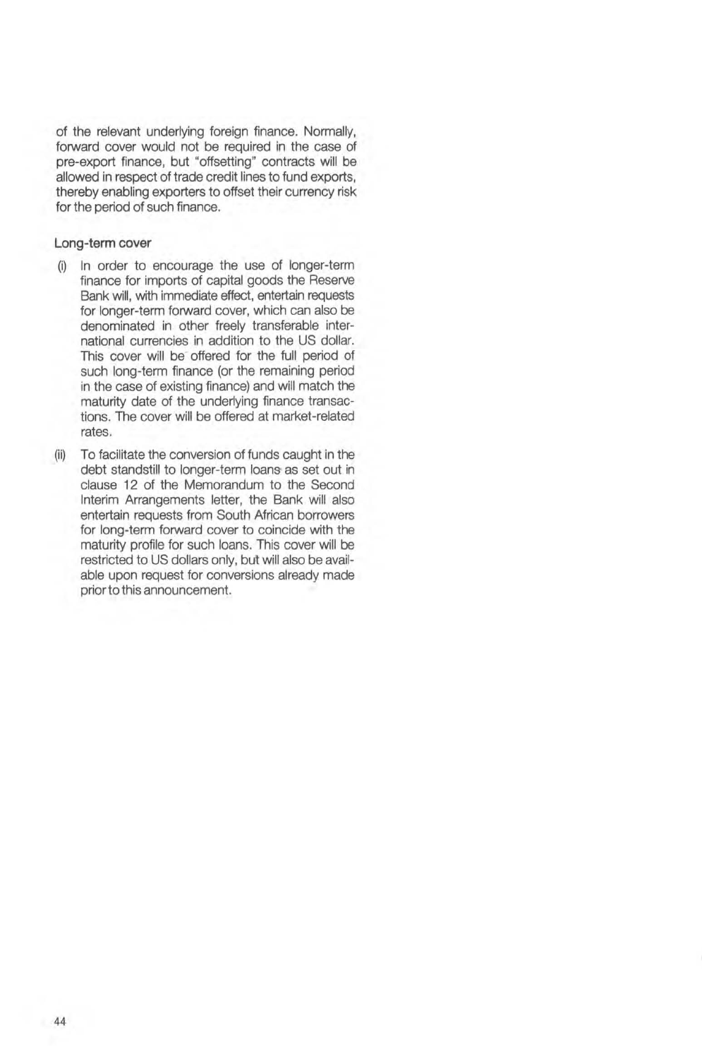of the relevant underlying foreign finance. Normally, forward cover would not be required in the case of pre-export finance, but "offsetting" contracts will be allowed in respect of trade credit lines to fund exports, thereby enabling exporters to offset their currency risk for the period of such finance.

### Long-term cover

(i) In order to encourage the use of longer-term finance for imports of capital goods the Reserve Bank will, with immediate effect, entertain requests for longer-term forward cover, which can also be denominated in other freely transferable international currencies in addition to the US dollar. This cover will be offered for the full period of such long-term finance (or the remaining period in the case of existing finance) and will match the maturity date of the underlying finance transactions. The cover will be offered at market-related rates.

(ii) To facilitate the conversion of funds caught in the debt standstill to longer-term loans as set out in clause 12 of the Memorandum to the Second Interim Arrangements letter, the Bank will also entertain requests from South African borrowers for long-term forward cover to coincide with the maturity profile for such loans. This cover will be restricted to US dollars only, but will also be available upon request for conversions already made prior to this announcement.